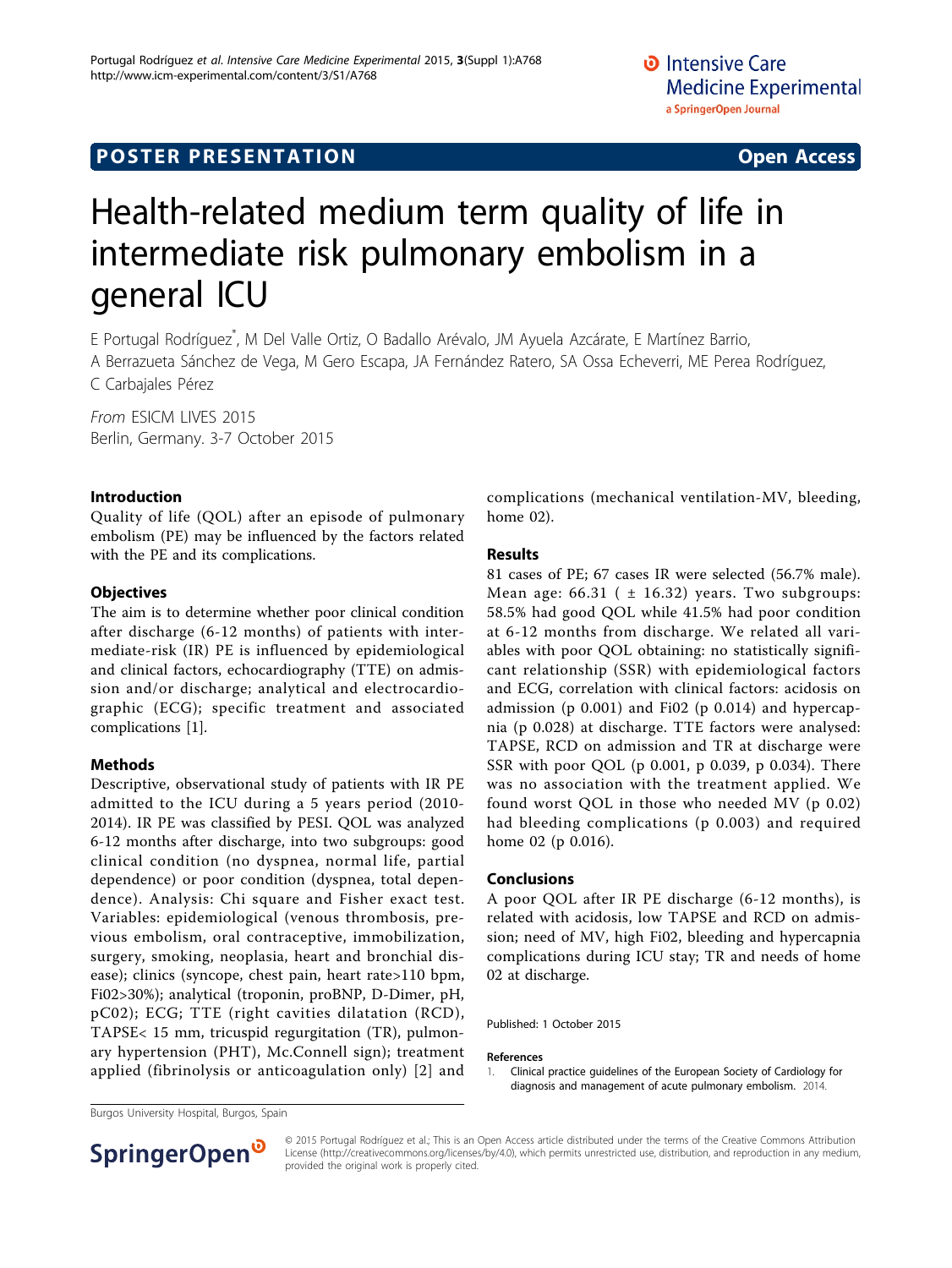POSTER PRESENTATION **Open Access**

# Health-related medium term quality of life in intermediate risk pulmonary embolism in a general ICU

E Portugal Rodríguez*, M Del Valle Ortiz, O Badallo Arévalo, JM Ayuela Azcárate, E Martínez Barrio, A Berrazueta Sánchez de Vega, M Gero Escapa, JA Fernández Ratero, SA Ossa Echeverri, ME Perea Rodríguez, C Carbajales Pérez

*From* ESICM LIVES 2015
Berlin, Germany. 3-7 October 2015

## Introduction

Quality of life (QOL) after an episode of pulmonary embolism (PE) may be influenced by the factors related with the PE and its complications.

## Objectives

The aim is to determine whether poor clinical condition after discharge (6-12 months) of patients with intermediate-risk (IR) PE is influenced by epidemiological and clinical factors, echocardiography (TTE) on admission and/or discharge; analytical and electrocardiographic (ECG); specific treatment and associated complications [1].

## Methods

Descriptive, observational study of patients with IR PE admitted to the ICU during a 5 years period (2010-2014). IR PE was classified by PESI. QOL was analyzed 6-12 months after discharge, into two subgroups: good clinical condition (no dyspnea, normal life, partial dependence) or poor condition (dyspnea, total dependence). Analysis: Chi square and Fisher exact test. Variables: epidemiological (venous thrombosis, previous embolism, oral contraceptive, immobilization, surgery, smoking, neoplasia, heart and bronchial disease); clinics (syncope, chest pain, heart rate>110 bpm, Fi02>30%); analytical (troponin, proBNP, D-Dimer, pH, pC02); ECG; TTE (right cavities dilatation (RCD), TAPSE< 15 mm, tricuspid regurgitation (TR), pulmonary hypertension (PHT), Mc.Connell sign); treatment applied (fibrinolysis or anticoagulation only) [2] and complications (mechanical ventilation-MV, bleeding, home 02).

## Results

81 cases of PE; 67 cases IR were selected (56.7% male). Mean age: 66.31 ( ± 16.32) years. Two subgroups: 58.5% had good QOL while 41.5% had poor condition at 6-12 months from discharge. We related all variables with poor QOL obtaining: no statistically significant relationship (SSR) with epidemiological factors and ECG, correlation with clinical factors: acidosis on admission (p 0.001) and Fi02 (p 0.014) and hypercapnia (p 0.028) at discharge. TTE factors were analysed: TAPSE, RCD on admission and TR at discharge were SSR with poor QOL (p 0.001, p 0.039, p 0.034). There was no association with the treatment applied. We found worst QOL in those who needed MV (p 0.02) had bleeding complications (p 0.003) and required home 02 (p 0.016).

## Conclusions

A poor QOL after IR PE discharge (6-12 months), is related with acidosis, low TAPSE and RCD on admission; need of MV, high Fi02, bleeding and hypercapnia complications during ICU stay; TR and needs of home 02 at discharge.

Published: 1 October 2015

### References

1. Clinical practice guidelines of the European Society of Cardiology for diagnosis and management of acute pulmonary embolism. 2014.

Burgos University Hospital, Burgos, Spain

© 2015 Portugal Rodríguez et al.; This is an Open Access article distributed under the terms of the Creative Commons Attribution License (http://creativecommons.org/licenses/by/4.0), which permits unrestricted use, distribution, and reproduction in any medium, provided the original work is properly cited.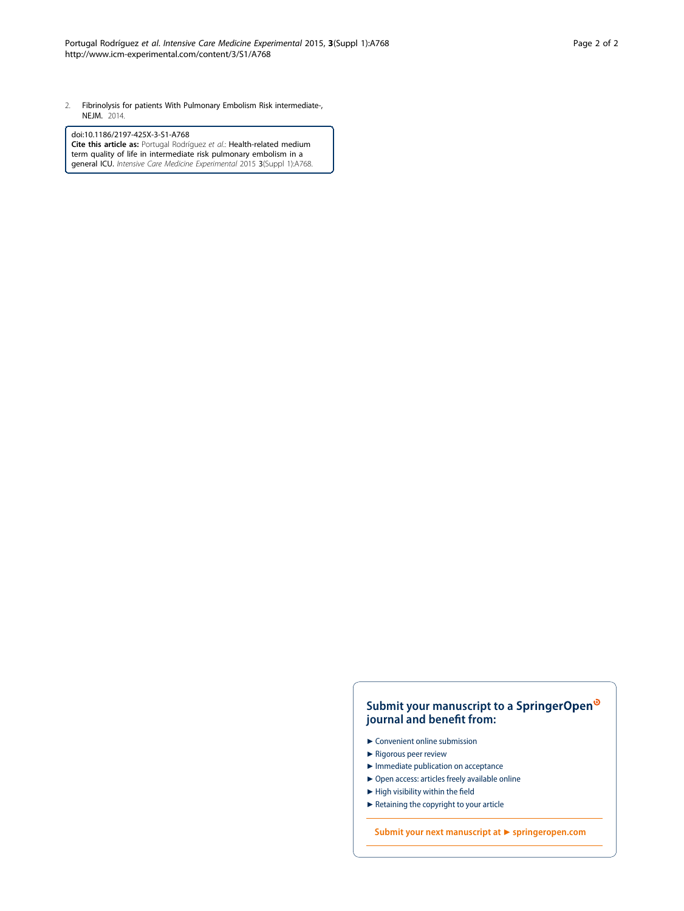2. Fibrinolysis for patients With Pulmonary Embolism Risk intermediate-, NEJM. 2014.

doi:10.1186/2197-425X-3-S1-A768

**Cite this article as:** Portugal Rodríguez *et al.*: Health-related medium term quality of life in intermediate risk pulmonary embolism in a general ICU. *Intensive Care Medicine Experimental* 2015 **3**(Suppl 1):A768.

**Submit your manuscript to a SpringerOpen journal and benefit from:**

- ► Convenient online submission
- ► Rigorous peer review
- ► Immediate publication on acceptance
- ► Open access: articles freely available online
- ► High visibility within the field
- ► Retaining the copyright to your article

**Submit your next manuscript at ► springeropen.com**